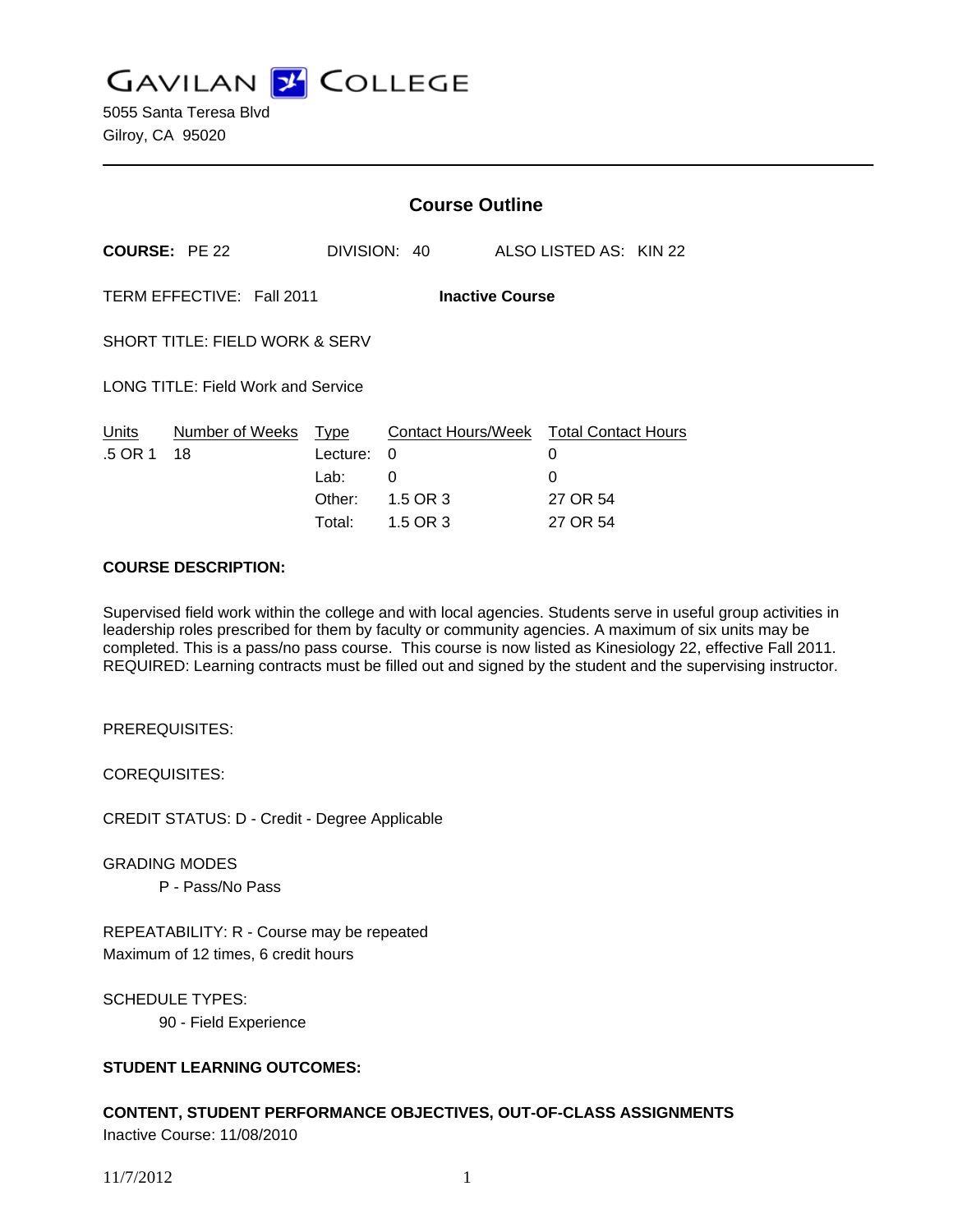GAVILAN COLLEGE
5055 Santa Teresa Blvd
Gilroy, CA 95020

# Course Outline

**COURSE:** PE 22 DIVISION: 40 ALSO LISTED AS: KIN 22

TERM EFFECTIVE: Fall 2011 **Inactive Course**

SHORT TITLE: FIELD WORK & SERV

LONG TITLE: Field Work and Service

| Units | Number of Weeks | Type | Contact Hours/Week | Total Contact Hours |
|---|---|---|---|---|
| .5 OR 1 | 18 | Lecture: | 0 | 0 |
| | | Lab: | 0 | 0 |
| | | Other: | 1.5 OR 3 | 27 OR 54 |
| | | Total: | 1.5 OR 3 | 27 OR 54 |

**COURSE DESCRIPTION:**

Supervised field work within the college and with local agencies. Students serve in useful group activities in leadership roles prescribed for them by faculty or community agencies. A maximum of six units may be completed. This is a pass/no pass course. This course is now listed as Kinesiology 22, effective Fall 2011. REQUIRED: Learning contracts must be filled out and signed by the student and the supervising instructor.

PREREQUISITES:

COREQUISITES:

CREDIT STATUS: D - Credit - Degree Applicable

GRADING MODES
P - Pass/No Pass

REPEATABILITY: R - Course may be repeated
Maximum of 12 times, 6 credit hours

SCHEDULE TYPES:
90 - Field Experience

**STUDENT LEARNING OUTCOMES:**

**CONTENT, STUDENT PERFORMANCE OBJECTIVES, OUT-OF-CLASS ASSIGNMENTS**
Inactive Course: 11/08/2010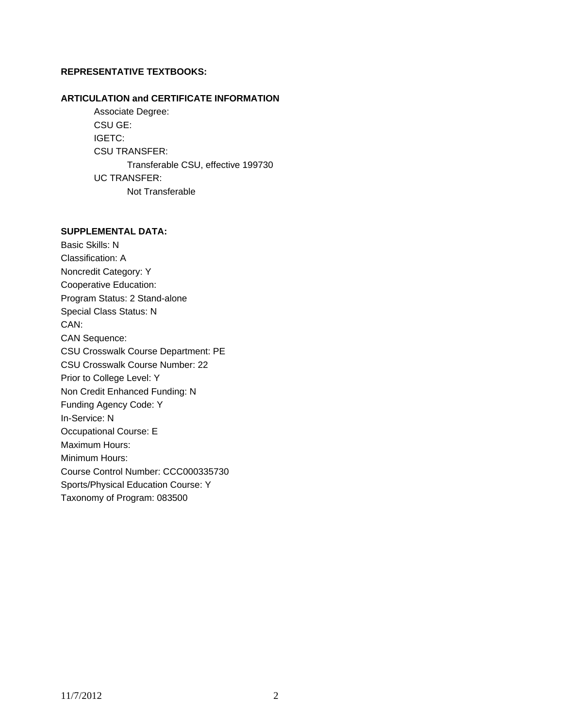**REPRESENTATIVE TEXTBOOKS:**

**ARTICULATION and CERTIFICATE INFORMATION**

Associate Degree:
CSU GE:
IGETC:
CSU TRANSFER:
    Transferable CSU, effective 199730
UC TRANSFER:
    Not Transferable

**SUPPLEMENTAL DATA:**

Basic Skills: N
Classification: A
Noncredit Category: Y
Cooperative Education:
Program Status: 2 Stand-alone
Special Class Status: N
CAN:
CAN Sequence:
CSU Crosswalk Course Department: PE
CSU Crosswalk Course Number: 22
Prior to College Level: Y
Non Credit Enhanced Funding: N
Funding Agency Code: Y
In-Service: N
Occupational Course: E
Maximum Hours:
Minimum Hours:
Course Control Number: CCC000335730
Sports/Physical Education Course: Y
Taxonomy of Program: 083500